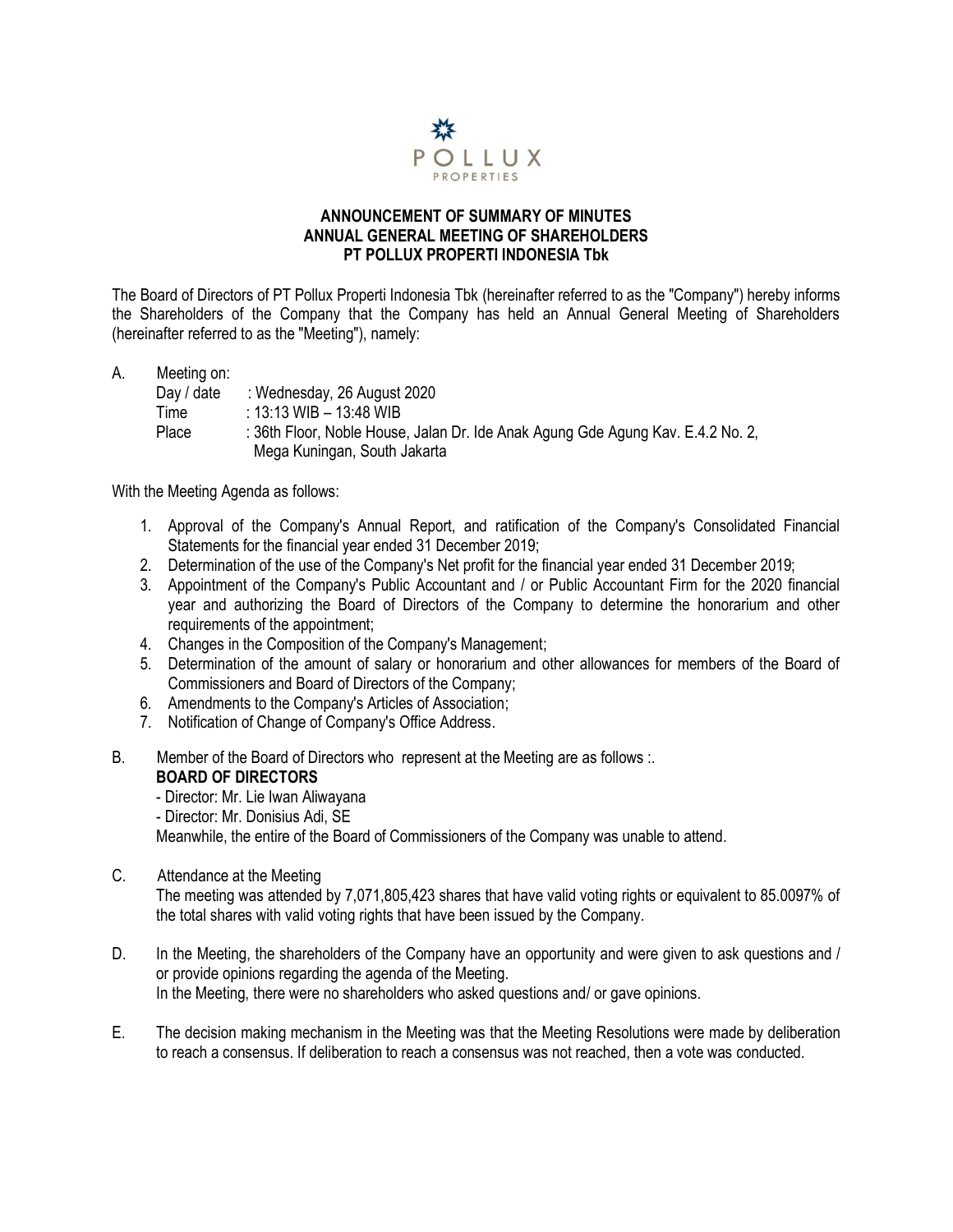POLLUX
PROPERTIES

# ANNOUNCEMENT OF SUMMARY OF MINUTES
# ANNUAL GENERAL MEETING OF SHAREHOLDERS
# PT POLLUX PROPERTI INDONESIA Tbk

The Board of Directors of PT Pollux Properti Indonesia Tbk (hereinafter referred to as the "Company") hereby informs the Shareholders of the Company that the Company has held an Annual General Meeting of Shareholders (hereinafter referred to as the "Meeting"), namely:

A. Meeting on:
   Day / date : Wednesday, 26 August 2020
   Time : 13:13 WIB – 13:48 WIB
   Place : 36th Floor, Noble House, Jalan Dr. Ide Anak Agung Gde Agung Kav. E.4.2 No. 2, Mega Kuningan, South Jakarta

With the Meeting Agenda as follows:

1. Approval of the Company's Annual Report, and ratification of the Company's Consolidated Financial Statements for the financial year ended 31 December 2019;
2. Determination of the use of the Company's Net profit for the financial year ended 31 December 2019;
3. Appointment of the Company's Public Accountant and / or Public Accountant Firm for the 2020 financial year and authorizing the Board of Directors of the Company to determine the honorarium and other requirements of the appointment;
4. Changes in the Composition of the Company's Management;
5. Determination of the amount of salary or honorarium and other allowances for members of the Board of Commissioners and Board of Directors of the Company;
6. Amendments to the Company's Articles of Association;
7. Notification of Change of Company's Office Address.

B. Member of the Board of Directors who represent at the Meeting are as follows :.
   **BOARD OF DIRECTORS**
   - Director: Mr. Lie Iwan Aliwayana
   - Director: Mr. Donisius Adi, SE
   
   Meanwhile, the entire of the Board of Commissioners of the Company was unable to attend.

C. Attendance at the Meeting
   The meeting was attended by 7,071,805,423 shares that have valid voting rights or equivalent to 85.0097% of the total shares with valid voting rights that have been issued by the Company.

D. In the Meeting, the shareholders of the Company have an opportunity and were given to ask questions and / or provide opinions regarding the agenda of the Meeting.
   In the Meeting, there were no shareholders who asked questions and/ or gave opinions.

E. The decision making mechanism in the Meeting was that the Meeting Resolutions were made by deliberation to reach a consensus. If deliberation to reach a consensus was not reached, then a vote was conducted.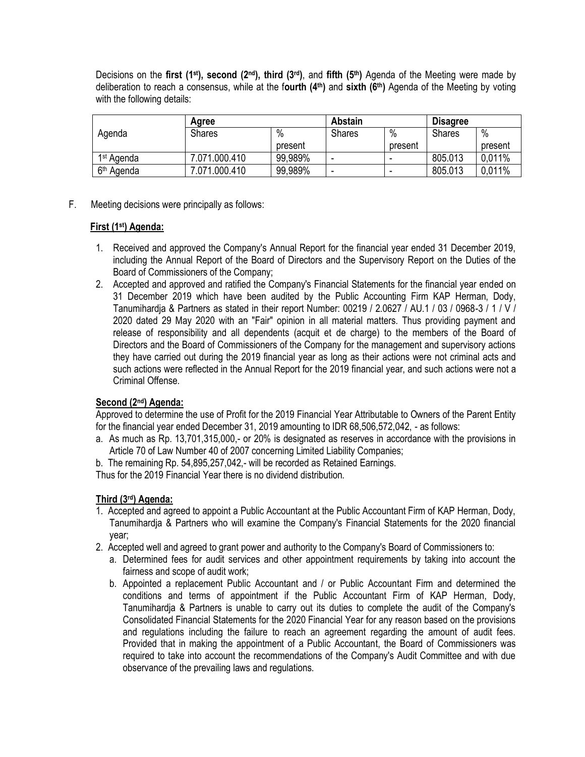Decisions on the **first (1st), second (2nd), third (3rd)**, and **fifth (5th)** Agenda of the Meeting were made by deliberation to reach a consensus, while at the f**ourth (4th)** and **sixth (6th)** Agenda of the Meeting by voting with the following details:

| Agenda | **Agree** | | **Abstain** | | **Disagree** | |
|---|---|---|---|---|---|---|
| | Shares | % present | Shares | % present | Shares | % present |
| 1st Agenda | 7.071.000.410 | 99,989% | - | - | 805.013 | 0,011% |
| 6th Agenda | 7.071.000.410 | 99,989% | - | - | 805.013 | 0,011% |

F. Meeting decisions were principally as follows:

**First (1st) Agenda:**

1. Received and approved the Company's Annual Report for the financial year ended 31 December 2019, including the Annual Report of the Board of Directors and the Supervisory Report on the Duties of the Board of Commissioners of the Company;
2. Accepted and approved and ratified the Company's Financial Statements for the financial year ended on 31 December 2019 which have been audited by the Public Accounting Firm KAP Herman, Dody, Tanumihardja & Partners as stated in their report Number: 00219 / 2.0627 / AU.1 / 03 / 0968-3 / 1 / V / 2020 dated 29 May 2020 with an "Fair" opinion in all material matters. Thus providing payment and release of responsibility and all dependents (acquit et de charge) to the members of the Board of Directors and the Board of Commissioners of the Company for the management and supervisory actions they have carried out during the 2019 financial year as long as their actions were not criminal acts and such actions were reflected in the Annual Report for the 2019 financial year, and such actions were not a Criminal Offense.

**Second (2nd) Agenda:**

Approved to determine the use of Profit for the 2019 Financial Year Attributable to Owners of the Parent Entity for the financial year ended December 31, 2019 amounting to IDR 68,506,572,042, - as follows:

a. As much as Rp. 13,701,315,000,- or 20% is designated as reserves in accordance with the provisions in Article 70 of Law Number 40 of 2007 concerning Limited Liability Companies;
b. The remaining Rp. 54,895,257,042,- will be recorded as Retained Earnings.

Thus for the 2019 Financial Year there is no dividend distribution.

**Third (3rd) Agenda:**

1. Accepted and agreed to appoint a Public Accountant at the Public Accountant Firm of KAP Herman, Dody, Tanumihardja & Partners who will examine the Company's Financial Statements for the 2020 financial year;
2. Accepted well and agreed to grant power and authority to the Company's Board of Commissioners to:
   a. Determined fees for audit services and other appointment requirements by taking into account the fairness and scope of audit work;
   b. Appointed a replacement Public Accountant and / or Public Accountant Firm and determined the conditions and terms of appointment if the Public Accountant Firm of KAP Herman, Dody, Tanumihardja & Partners is unable to carry out its duties to complete the audit of the Company's Consolidated Financial Statements for the 2020 Financial Year for any reason based on the provisions and regulations including the failure to reach an agreement regarding the amount of audit fees. Provided that in making the appointment of a Public Accountant, the Board of Commissioners was required to take into account the recommendations of the Company's Audit Committee and with due observance of the prevailing laws and regulations.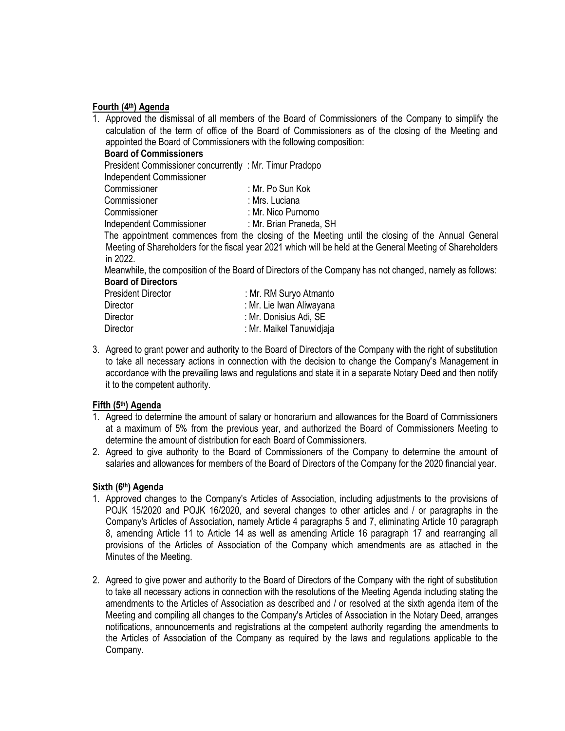**Fourth (4th) Agenda**

1. Approved the dismissal of all members of the Board of Commissioners of the Company to simplify the calculation of the term of office of the Board of Commissioners as of the closing of the Meeting and appointed the Board of Commissioners with the following composition:

   **Board of Commissioners**

   | | |
   |---|---|
   | President Commissioner concurrently Independent Commissioner | : Mr. Timur Pradopo |
   | Commissioner | : Mr. Po Sun Kok |
   | Commissioner | : Mrs. Luciana |
   | Commissioner | : Mr. Nico Purnomo |
   | Independent Commissioner | : Mr. Brian Praneda, SH |

   The appointment commences from the closing of the Meeting until the closing of the Annual General Meeting of Shareholders for the fiscal year 2021 which will be held at the General Meeting of Shareholders in 2022.

   Meanwhile, the composition of the Board of Directors of the Company has not changed, namely as follows:

   **Board of Directors**

   | | |
   |---|---|
   | President Director | : Mr. RM Suryo Atmanto |
   | Director | : Mr. Lie Iwan Aliwayana |
   | Director | : Mr. Donisius Adi, SE |
   | Director | : Mr. Maikel Tanuwidjaja |

3. Agreed to grant power and authority to the Board of Directors of the Company with the right of substitution to take all necessary actions in connection with the decision to change the Company's Management in accordance with the prevailing laws and regulations and state it in a separate Notary Deed and then notify it to the competent authority.

**Fifth (5th) Agenda**

1. Agreed to determine the amount of salary or honorarium and allowances for the Board of Commissioners at a maximum of 5% from the previous year, and authorized the Board of Commissioners Meeting to determine the amount of distribution for each Board of Commissioners.
2. Agreed to give authority to the Board of Commissioners of the Company to determine the amount of salaries and allowances for members of the Board of Directors of the Company for the 2020 financial year.

**Sixth (6th) Agenda**

1. Approved changes to the Company's Articles of Association, including adjustments to the provisions of POJK 15/2020 and POJK 16/2020, and several changes to other articles and / or paragraphs in the Company's Articles of Association, namely Article 4 paragraphs 5 and 7, eliminating Article 10 paragraph 8, amending Article 11 to Article 14 as well as amending Article 16 paragraph 17 and rearranging all provisions of the Articles of Association of the Company which amendments are as attached in the Minutes of the Meeting.

2. Agreed to give power and authority to the Board of Directors of the Company with the right of substitution to take all necessary actions in connection with the resolutions of the Meeting Agenda including stating the amendments to the Articles of Association as described and / or resolved at the sixth agenda item of the Meeting and compiling all changes to the Company's Articles of Association in the Notary Deed, arranges notifications, announcements and registrations at the competent authority regarding the amendments to the Articles of Association of the Company as required by the laws and regulations applicable to the Company.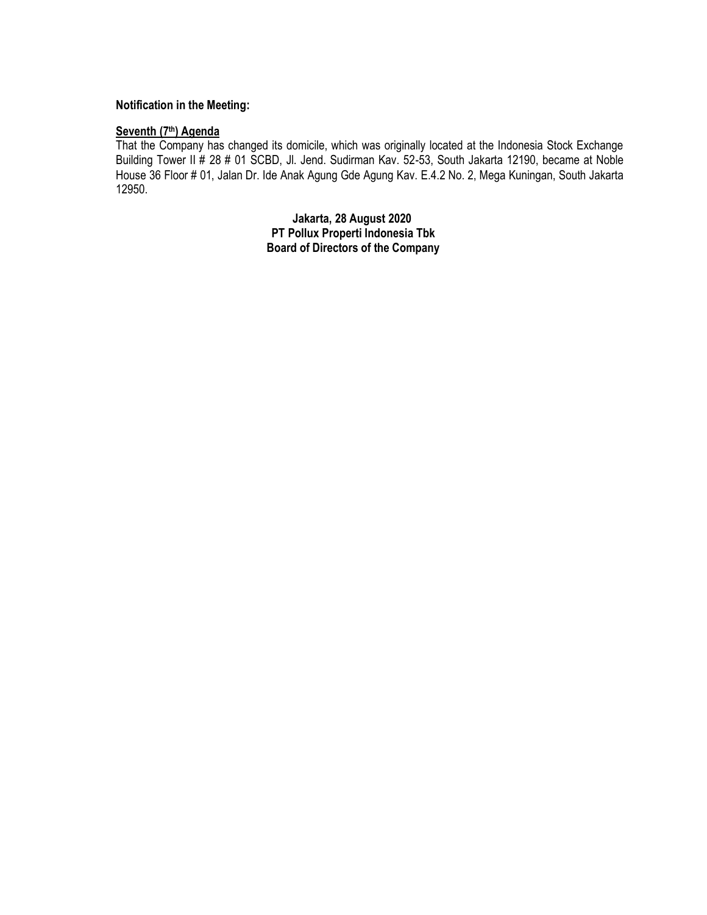**Notification in the Meeting:**

**Seventh (7th) Agenda**

That the Company has changed its domicile, which was originally located at the Indonesia Stock Exchange Building Tower II # 28 # 01 SCBD, Jl. Jend. Sudirman Kav. 52-53, South Jakarta 12190, became at Noble House 36 Floor # 01, Jalan Dr. Ide Anak Agung Gde Agung Kav. E.4.2 No. 2, Mega Kuningan, South Jakarta 12950.

**Jakarta, 28 August 2020**
**PT Pollux Properti Indonesia Tbk**
**Board of Directors of the Company**